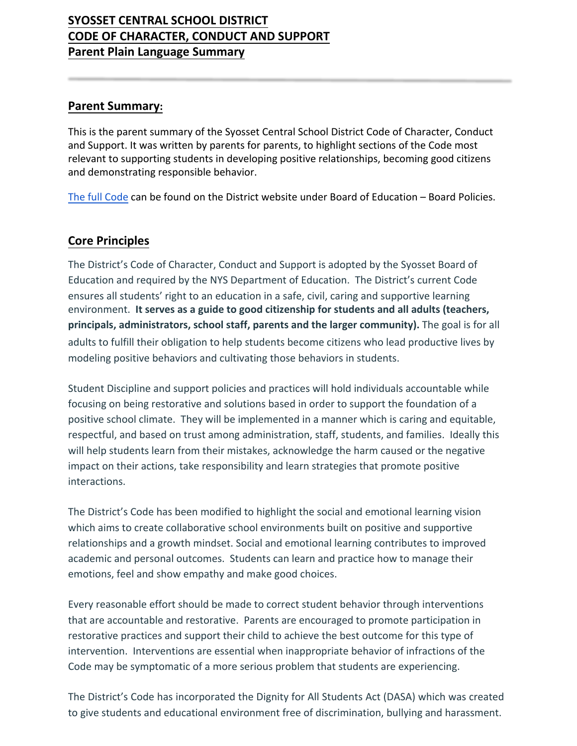**SYOSSET CENTRAL SCHOOL DISTRICT**
**CODE OF CHARACTER, CONDUCT AND SUPPORT**
**Parent Plain Language Summary**

---

## Parent Summary:

This is the parent summary of the Syosset Central School District Code of Character, Conduct and Support. It was written by parents for parents, to highlight sections of the Code most relevant to supporting students in developing positive relationships, becoming good citizens and demonstrating responsible behavior.

The full Code can be found on the District website under Board of Education – Board Policies.

## Core Principles

The District's Code of Character, Conduct and Support is adopted by the Syosset Board of Education and required by the NYS Department of Education. The District's current Code ensures all students' right to an education in a safe, civil, caring and supportive learning environment. **It serves as a guide to good citizenship for students and all adults (teachers, principals, administrators, school staff, parents and the larger community).** The goal is for all adults to fulfill their obligation to help students become citizens who lead productive lives by modeling positive behaviors and cultivating those behaviors in students.

Student Discipline and support policies and practices will hold individuals accountable while focusing on being restorative and solutions based in order to support the foundation of a positive school climate. They will be implemented in a manner which is caring and equitable, respectful, and based on trust among administration, staff, students, and families. Ideally this will help students learn from their mistakes, acknowledge the harm caused or the negative impact on their actions, take responsibility and learn strategies that promote positive interactions.

The District's Code has been modified to highlight the social and emotional learning vision which aims to create collaborative school environments built on positive and supportive relationships and a growth mindset. Social and emotional learning contributes to improved academic and personal outcomes. Students can learn and practice how to manage their emotions, feel and show empathy and make good choices.

Every reasonable effort should be made to correct student behavior through interventions that are accountable and restorative. Parents are encouraged to promote participation in restorative practices and support their child to achieve the best outcome for this type of intervention. Interventions are essential when inappropriate behavior of infractions of the Code may be symptomatic of a more serious problem that students are experiencing.

The District's Code has incorporated the Dignity for All Students Act (DASA) which was created to give students and educational environment free of discrimination, bullying and harassment.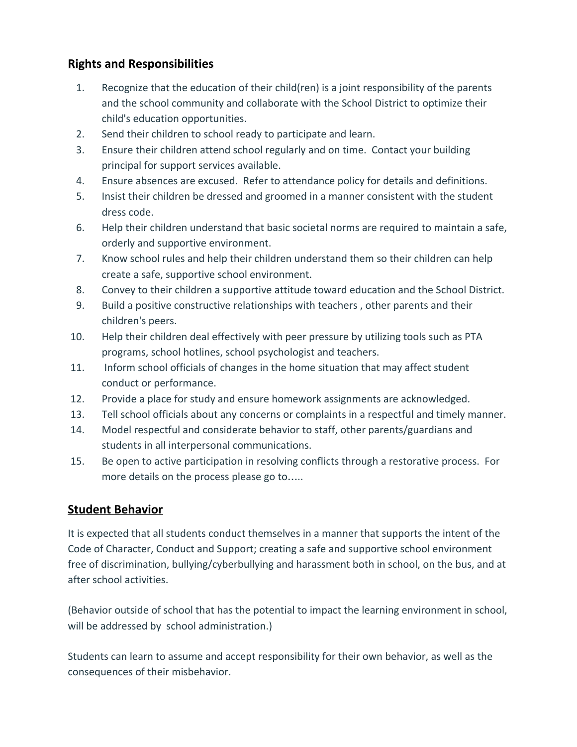## Rights and Responsibilities

1. Recognize that the education of their child(ren) is a joint responsibility of the parents and the school community and collaborate with the School District to optimize their child's education opportunities.
2. Send their children to school ready to participate and learn.
3. Ensure their children attend school regularly and on time. Contact your building principal for support services available.
4. Ensure absences are excused. Refer to attendance policy for details and definitions.
5. Insist their children be dressed and groomed in a manner consistent with the student dress code.
6. Help their children understand that basic societal norms are required to maintain a safe, orderly and supportive environment.
7. Know school rules and help their children understand them so their children can help create a safe, supportive school environment.
8. Convey to their children a supportive attitude toward education and the School District.
9. Build a positive constructive relationships with teachers , other parents and their children's peers.
10. Help their children deal effectively with peer pressure by utilizing tools such as PTA programs, school hotlines, school psychologist and teachers.
11. Inform school officials of changes in the home situation that may affect student conduct or performance.
12. Provide a place for study and ensure homework assignments are acknowledged.
13. Tell school officials about any concerns or complaints in a respectful and timely manner.
14. Model respectful and considerate behavior to staff, other parents/guardians and students in all interpersonal communications.
15. Be open to active participation in resolving conflicts through a restorative process. For more details on the process please go to…..

## Student Behavior

It is expected that all students conduct themselves in a manner that supports the intent of the Code of Character, Conduct and Support; creating a safe and supportive school environment free of discrimination, bullying/cyberbullying and harassment both in school, on the bus, and at after school activities.

(Behavior outside of school that has the potential to impact the learning environment in school, will be addressed by school administration.)

Students can learn to assume and accept responsibility for their own behavior, as well as the consequences of their misbehavior.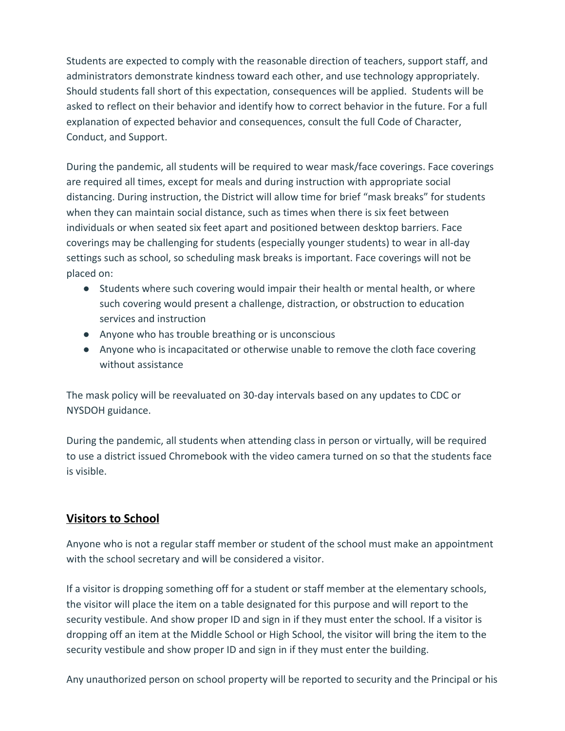Students are expected to comply with the reasonable direction of teachers, support staff, and administrators demonstrate kindness toward each other, and use technology appropriately. Should students fall short of this expectation, consequences will be applied. Students will be asked to reflect on their behavior and identify how to correct behavior in the future. For a full explanation of expected behavior and consequences, consult the full Code of Character, Conduct, and Support.

During the pandemic, all students will be required to wear mask/face coverings. Face coverings are required all times, except for meals and during instruction with appropriate social distancing. During instruction, the District will allow time for brief "mask breaks" for students when they can maintain social distance, such as times when there is six feet between individuals or when seated six feet apart and positioned between desktop barriers. Face coverings may be challenging for students (especially younger students) to wear in all-day settings such as school, so scheduling mask breaks is important. Face coverings will not be placed on:

- Students where such covering would impair their health or mental health, or where such covering would present a challenge, distraction, or obstruction to education services and instruction
- Anyone who has trouble breathing or is unconscious
- Anyone who is incapacitated or otherwise unable to remove the cloth face covering without assistance

The mask policy will be reevaluated on 30-day intervals based on any updates to CDC or NYSDOH guidance.

During the pandemic, all students when attending class in person or virtually, will be required to use a district issued Chromebook with the video camera turned on so that the students face is visible.

## Visitors to School

Anyone who is not a regular staff member or student of the school must make an appointment with the school secretary and will be considered a visitor.

If a visitor is dropping something off for a student or staff member at the elementary schools, the visitor will place the item on a table designated for this purpose and will report to the security vestibule. And show proper ID and sign in if they must enter the school. If a visitor is dropping off an item at the Middle School or High School, the visitor will bring the item to the security vestibule and show proper ID and sign in if they must enter the building.

Any unauthorized person on school property will be reported to security and the Principal or his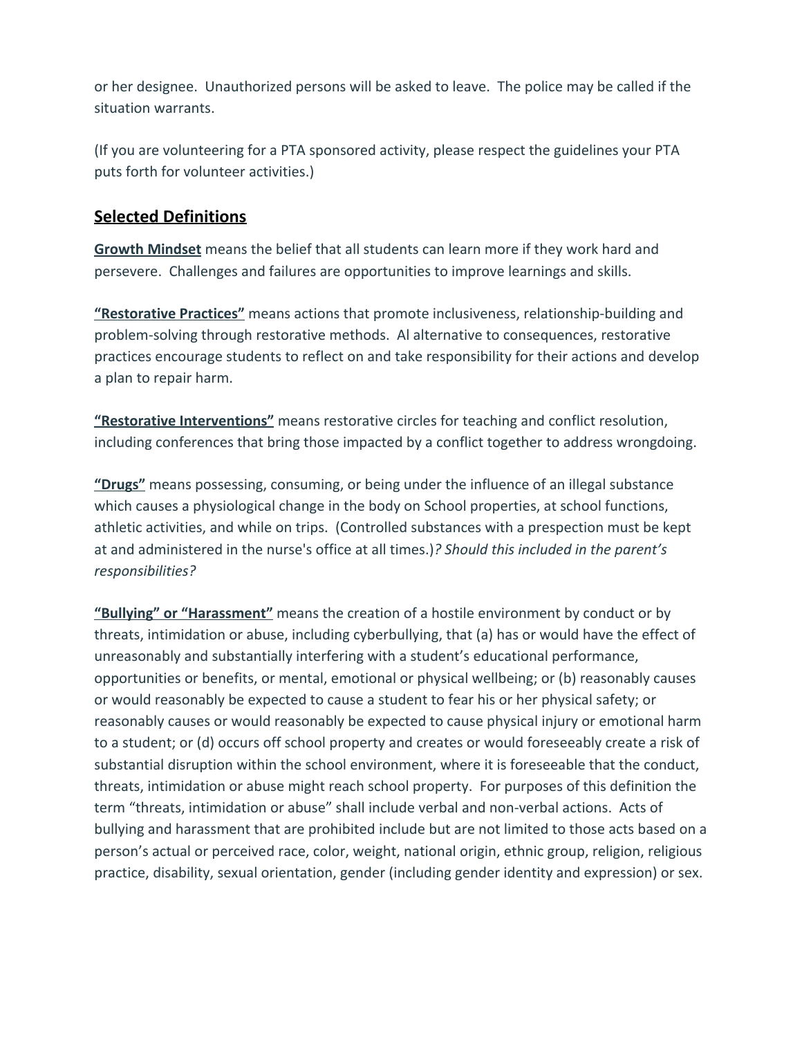or her designee. Unauthorized persons will be asked to leave. The police may be called if the situation warrants.

(If you are volunteering for a PTA sponsored activity, please respect the guidelines your PTA puts forth for volunteer activities.)

## Selected Definitions

**Growth Mindset** means the belief that all students can learn more if they work hard and persevere. Challenges and failures are opportunities to improve learnings and skills.

**"Restorative Practices"** means actions that promote inclusiveness, relationship-building and problem-solving through restorative methods. Al alternative to consequences, restorative practices encourage students to reflect on and take responsibility for their actions and develop a plan to repair harm.

**"Restorative Interventions"** means restorative circles for teaching and conflict resolution, including conferences that bring those impacted by a conflict together to address wrongdoing.

**"Drugs"** means possessing, consuming, or being under the influence of an illegal substance which causes a physiological change in the body on School properties, at school functions, athletic activities, and while on trips. (Controlled substances with a prespection must be kept at and administered in the nurse's office at all times.)*? Should this included in the parent's responsibilities?*

**"Bullying" or "Harassment"** means the creation of a hostile environment by conduct or by threats, intimidation or abuse, including cyberbullying, that (a) has or would have the effect of unreasonably and substantially interfering with a student's educational performance, opportunities or benefits, or mental, emotional or physical wellbeing; or (b) reasonably causes or would reasonably be expected to cause a student to fear his or her physical safety; or reasonably causes or would reasonably be expected to cause physical injury or emotional harm to a student; or (d) occurs off school property and creates or would foreseeably create a risk of substantial disruption within the school environment, where it is foreseeable that the conduct, threats, intimidation or abuse might reach school property. For purposes of this definition the term "threats, intimidation or abuse" shall include verbal and non-verbal actions. Acts of bullying and harassment that are prohibited include but are not limited to those acts based on a person's actual or perceived race, color, weight, national origin, ethnic group, religion, religious practice, disability, sexual orientation, gender (including gender identity and expression) or sex.